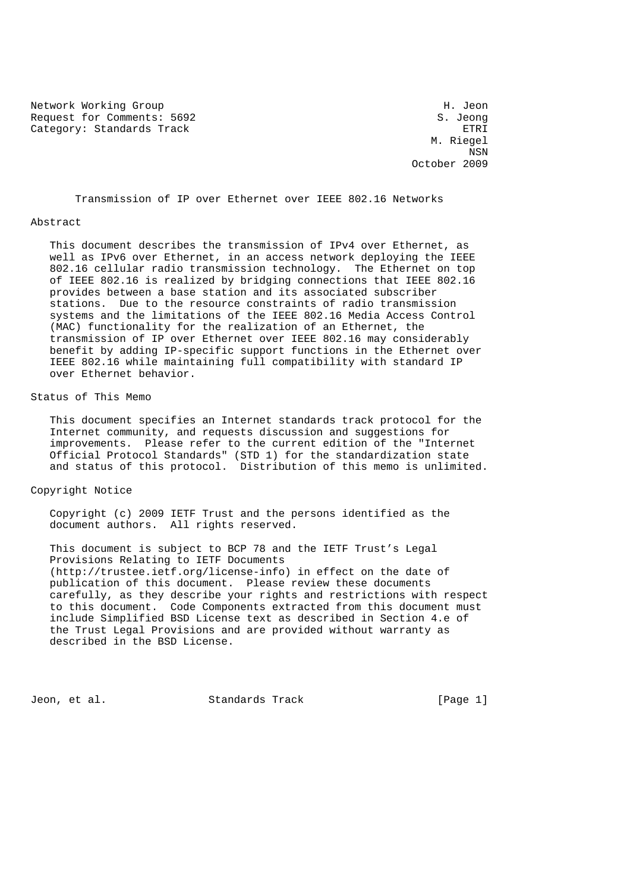Network Working Group H. Jeon
Request for Comments: 5692 S. Jeong
Category: Standards Track ETRI
M. Riegel
NSN
October 2009

# Transmission of IP over Ethernet over IEEE 802.16 Networks

## Abstract

This document describes the transmission of IPv4 over Ethernet, as well as IPv6 over Ethernet, in an access network deploying the IEEE 802.16 cellular radio transmission technology. The Ethernet on top of IEEE 802.16 is realized by bridging connections that IEEE 802.16 provides between a base station and its associated subscriber stations. Due to the resource constraints of radio transmission systems and the limitations of the IEEE 802.16 Media Access Control (MAC) functionality for the realization of an Ethernet, the transmission of IP over Ethernet over IEEE 802.16 may considerably benefit by adding IP-specific support functions in the Ethernet over IEEE 802.16 while maintaining full compatibility with standard IP over Ethernet behavior.

## Status of This Memo

This document specifies an Internet standards track protocol for the Internet community, and requests discussion and suggestions for improvements. Please refer to the current edition of the "Internet Official Protocol Standards" (STD 1) for the standardization state and status of this protocol. Distribution of this memo is unlimited.

## Copyright Notice

Copyright (c) 2009 IETF Trust and the persons identified as the document authors. All rights reserved.

This document is subject to BCP 78 and the IETF Trust's Legal Provisions Relating to IETF Documents (http://trustee.ietf.org/license-info) in effect on the date of publication of this document. Please review these documents carefully, as they describe your rights and restrictions with respect to this document. Code Components extracted from this document must include Simplified BSD License text as described in Section 4.e of the Trust Legal Provisions and are provided without warranty as described in the BSD License.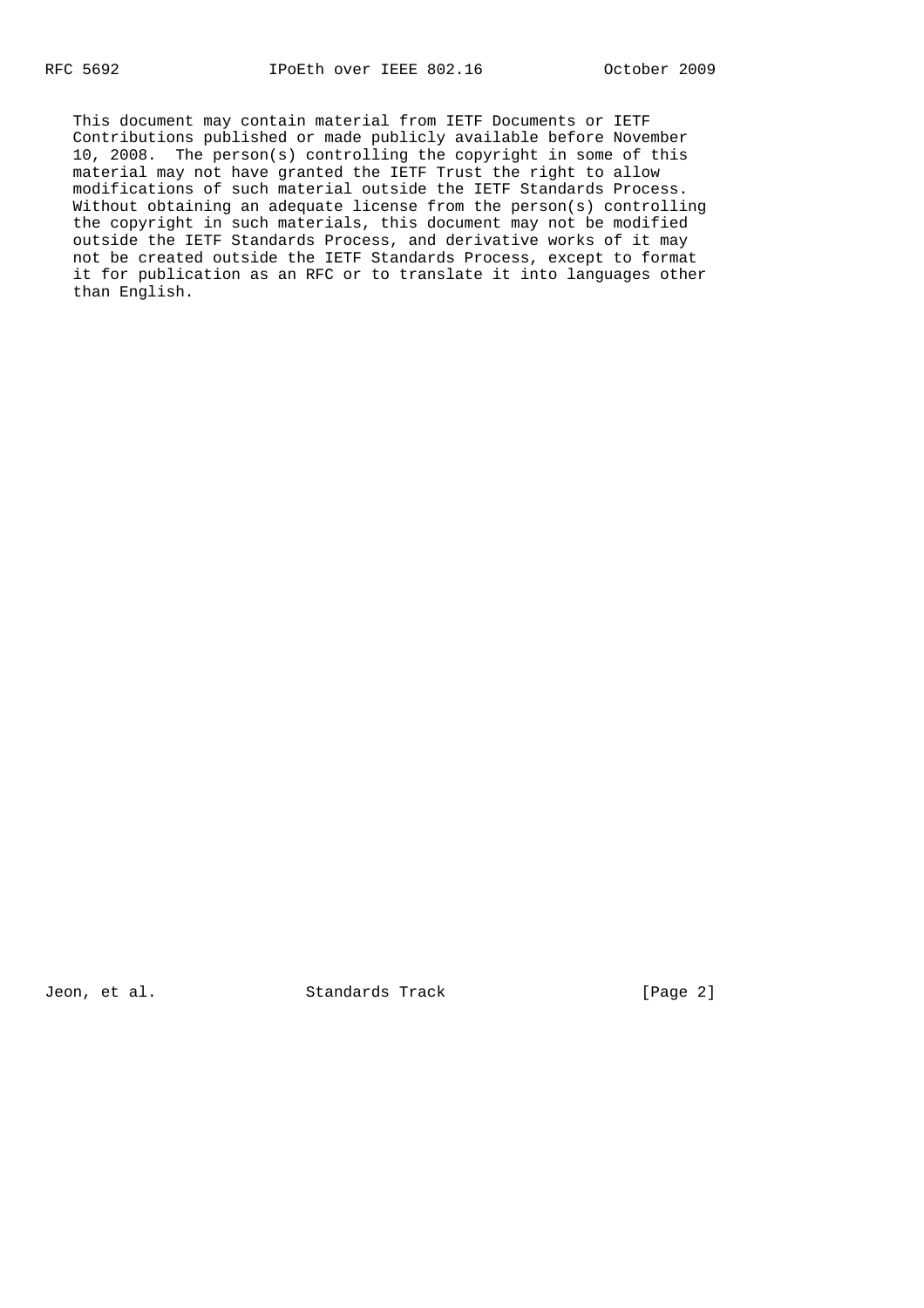This document may contain material from IETF Documents or IETF Contributions published or made publicly available before November 10, 2008. The person(s) controlling the copyright in some of this material may not have granted the IETF Trust the right to allow modifications of such material outside the IETF Standards Process. Without obtaining an adequate license from the person(s) controlling the copyright in such materials, this document may not be modified outside the IETF Standards Process, and derivative works of it may not be created outside the IETF Standards Process, except to format it for publication as an RFC or to translate it into languages other than English.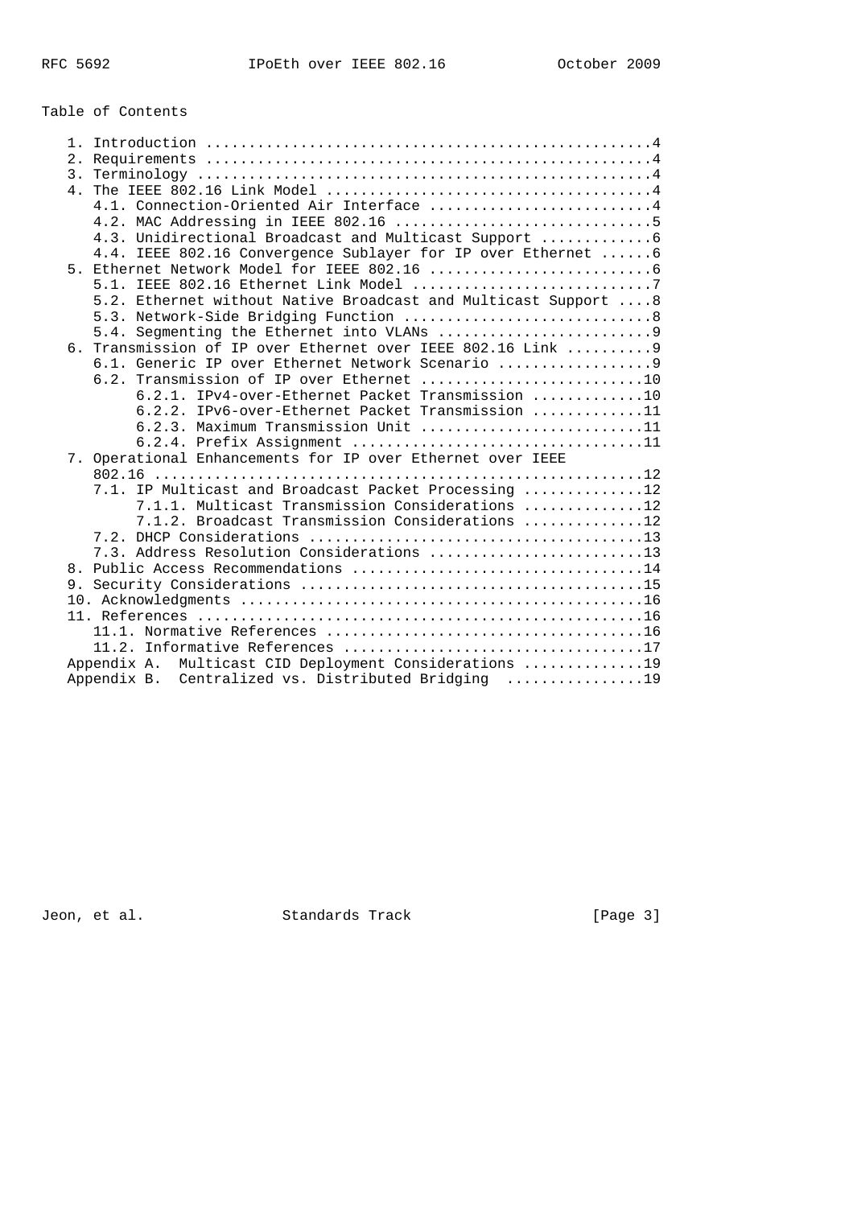## Table of Contents

```
   1. Introduction ....................................................4
   2. Requirements ....................................................4
   3. Terminology .....................................................4
   4. The IEEE 802.16 Link Model ......................................4
      4.1. Connection-Oriented Air Interface ..........................4
      4.2. MAC Addressing in IEEE 802.16 ..............................5
      4.3. Unidirectional Broadcast and Multicast Support ............6
      4.4. IEEE 802.16 Convergence Sublayer for IP over Ethernet ......6
   5. Ethernet Network Model for IEEE 802.16 ..........................6
      5.1. IEEE 802.16 Ethernet Link Model ............................7
      5.2. Ethernet without Native Broadcast and Multicast Support ....8
      5.3. Network-Side Bridging Function .............................8
      5.4. Segmenting the Ethernet into VLANs .........................9
   6. Transmission of IP over Ethernet over IEEE 802.16 Link ..........9
      6.1. Generic IP over Ethernet Network Scenario ..................9
      6.2. Transmission of IP over Ethernet ..........................10
           6.2.1. IPv4-over-Ethernet Packet Transmission .............10
           6.2.2. IPv6-over-Ethernet Packet Transmission .............11
           6.2.3. Maximum Transmission Unit ..........................11
           6.2.4. Prefix Assignment ..................................11
   7. Operational Enhancements for IP over Ethernet over IEEE
      802.16 .........................................................12
      7.1. IP Multicast and Broadcast Packet Processing ..............12
           7.1.1. Multicast Transmission Considerations ..............12
           7.1.2. Broadcast Transmission Considerations ..............12
      7.2. DHCP Considerations .......................................13
      7.3. Address Resolution Considerations .........................13
   8. Public Access Recommendations ..................................14
   9. Security Considerations ........................................15
   10. Acknowledgments ...............................................16
   11. References ....................................................16
      11.1. Normative References .....................................16
      11.2. Informative References ...................................17
   Appendix A.  Multicast CID Deployment Considerations ..............19
   Appendix B.  Centralized vs. Distributed Bridging  ................19
```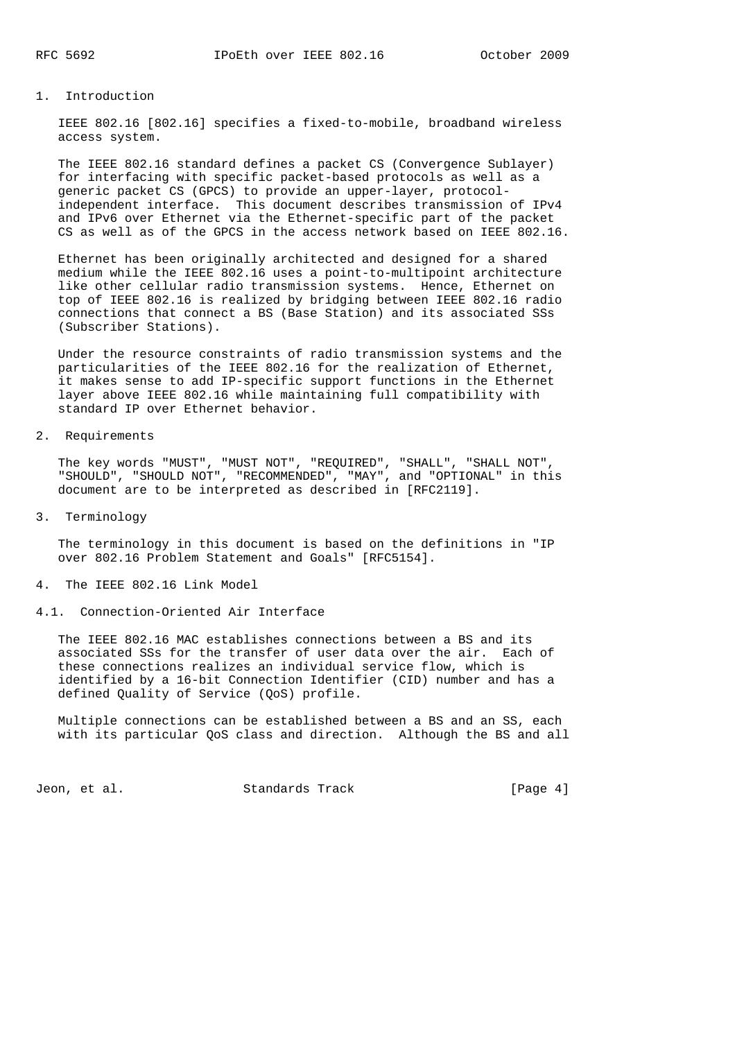# 1. Introduction

IEEE 802.16 [802.16] specifies a fixed-to-mobile, broadband wireless access system.

The IEEE 802.16 standard defines a packet CS (Convergence Sublayer) for interfacing with specific packet-based protocols as well as a generic packet CS (GPCS) to provide an upper-layer, protocol-independent interface. This document describes transmission of IPv4 and IPv6 over Ethernet via the Ethernet-specific part of the packet CS as well as of the GPCS in the access network based on IEEE 802.16.

Ethernet has been originally architected and designed for a shared medium while the IEEE 802.16 uses a point-to-multipoint architecture like other cellular radio transmission systems. Hence, Ethernet on top of IEEE 802.16 is realized by bridging between IEEE 802.16 radio connections that connect a BS (Base Station) and its associated SSs (Subscriber Stations).

Under the resource constraints of radio transmission systems and the particularities of the IEEE 802.16 for the realization of Ethernet, it makes sense to add IP-specific support functions in the Ethernet layer above IEEE 802.16 while maintaining full compatibility with standard IP over Ethernet behavior.

# 2. Requirements

The key words "MUST", "MUST NOT", "REQUIRED", "SHALL", "SHALL NOT", "SHOULD", "SHOULD NOT", "RECOMMENDED", "MAY", and "OPTIONAL" in this document are to be interpreted as described in [RFC2119].

# 3. Terminology

The terminology in this document is based on the definitions in "IP over 802.16 Problem Statement and Goals" [RFC5154].

# 4. The IEEE 802.16 Link Model

## 4.1. Connection-Oriented Air Interface

The IEEE 802.16 MAC establishes connections between a BS and its associated SSs for the transfer of user data over the air. Each of these connections realizes an individual service flow, which is identified by a 16-bit Connection Identifier (CID) number and has a defined Quality of Service (QoS) profile.

Multiple connections can be established between a BS and an SS, each with its particular QoS class and direction. Although the BS and all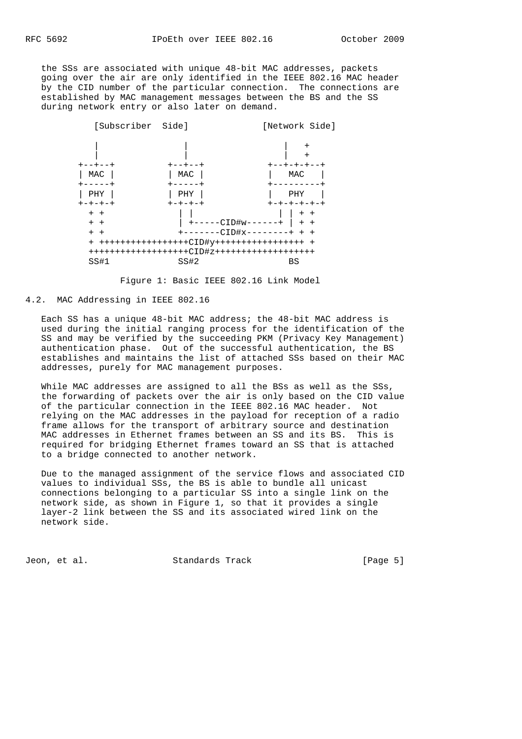the SSs are associated with unique 48-bit MAC addresses, packets going over the air are only identified in the IEEE 802.16 MAC header by the CID number of the particular connection. The connections are established by MAC management messages between the BS and the SS during network entry or also later on demand.

```
          [Subscriber  Side]             [Network Side]

           |              |                 |   +
           |              |                 |   +
        +--+--+        +--+--+           +--+-+-+--+
        | MAC |        | MAC |           |   MAC   |
        +-----+        +-----+           +---------+
        | PHY |        | PHY |           |   PHY   |
        +-+-+-+        +-+-+-+           +-+-+-+-+-+
          + +            | |               | | + +
          + +            | +-----CID#w------+ | + +
          + +            +-------CID#x--------+ + +
          + +++++++++++++++++CID#y+++++++++++++++++ +
          +++++++++++++++++++CID#z+++++++++++++++++++
          SS#1           SS#2                BS
```

Figure 1: Basic IEEE 802.16 Link Model

## 4.2. MAC Addressing in IEEE 802.16

Each SS has a unique 48-bit MAC address; the 48-bit MAC address is used during the initial ranging process for the identification of the SS and may be verified by the succeeding PKM (Privacy Key Management) authentication phase. Out of the successful authentication, the BS establishes and maintains the list of attached SSs based on their MAC addresses, purely for MAC management purposes.

While MAC addresses are assigned to all the BSs as well as the SSs, the forwarding of packets over the air is only based on the CID value of the particular connection in the IEEE 802.16 MAC header. Not relying on the MAC addresses in the payload for reception of a radio frame allows for the transport of arbitrary source and destination MAC addresses in Ethernet frames between an SS and its BS. This is required for bridging Ethernet frames toward an SS that is attached to a bridge connected to another network.

Due to the managed assignment of the service flows and associated CID values to individual SSs, the BS is able to bundle all unicast connections belonging to a particular SS into a single link on the network side, as shown in Figure 1, so that it provides a single layer-2 link between the SS and its associated wired link on the network side.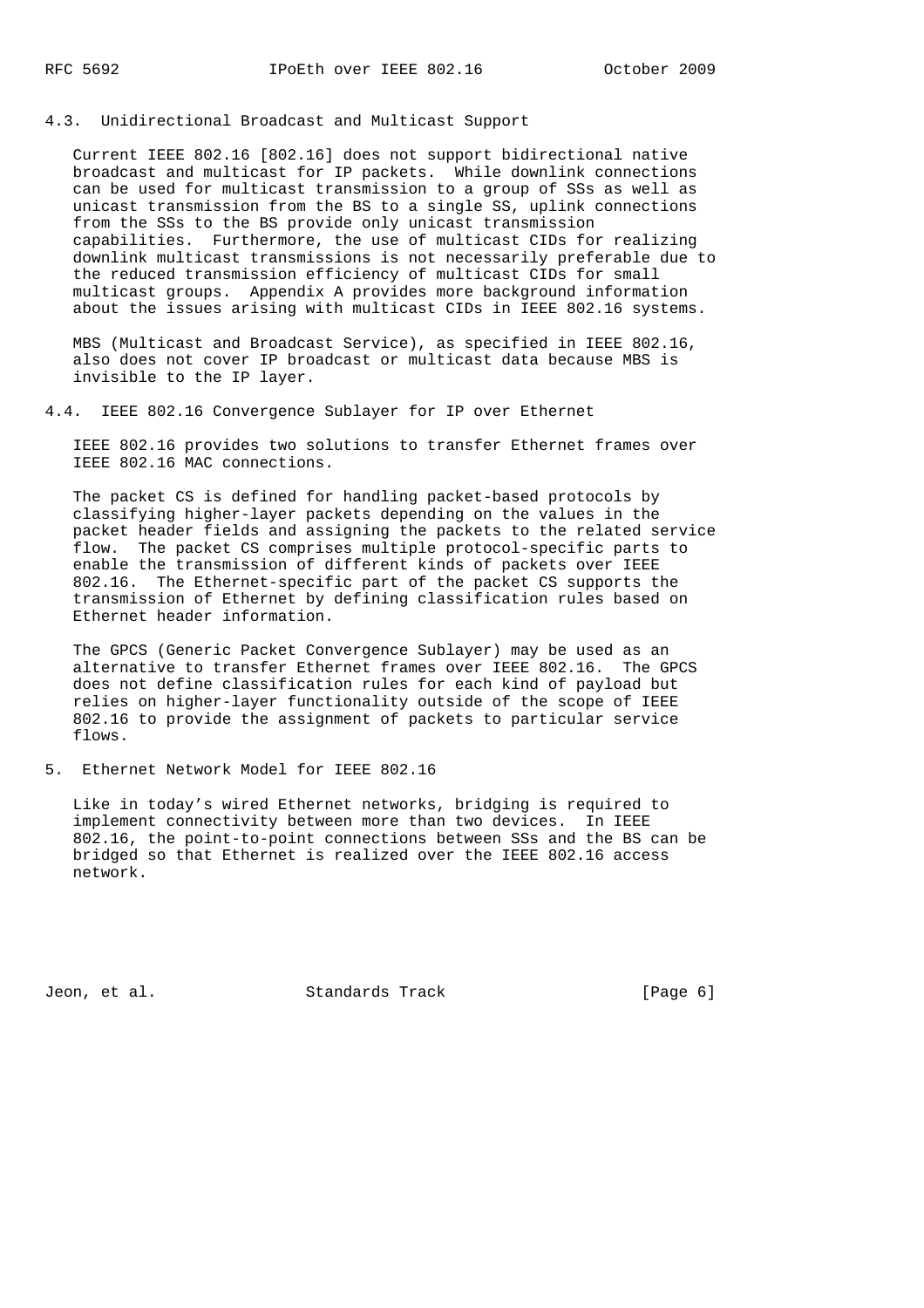### 4.3. Unidirectional Broadcast and Multicast Support

Current IEEE 802.16 [802.16] does not support bidirectional native broadcast and multicast for IP packets. While downlink connections can be used for multicast transmission to a group of SSs as well as unicast transmission from the BS to a single SS, uplink connections from the SSs to the BS provide only unicast transmission capabilities. Furthermore, the use of multicast CIDs for realizing downlink multicast transmissions is not necessarily preferable due to the reduced transmission efficiency of multicast CIDs for small multicast groups. Appendix A provides more background information about the issues arising with multicast CIDs in IEEE 802.16 systems.

MBS (Multicast and Broadcast Service), as specified in IEEE 802.16, also does not cover IP broadcast or multicast data because MBS is invisible to the IP layer.

### 4.4. IEEE 802.16 Convergence Sublayer for IP over Ethernet

IEEE 802.16 provides two solutions to transfer Ethernet frames over IEEE 802.16 MAC connections.

The packet CS is defined for handling packet-based protocols by classifying higher-layer packets depending on the values in the packet header fields and assigning the packets to the related service flow. The packet CS comprises multiple protocol-specific parts to enable the transmission of different kinds of packets over IEEE 802.16. The Ethernet-specific part of the packet CS supports the transmission of Ethernet by defining classification rules based on Ethernet header information.

The GPCS (Generic Packet Convergence Sublayer) may be used as an alternative to transfer Ethernet frames over IEEE 802.16. The GPCS does not define classification rules for each kind of payload but relies on higher-layer functionality outside of the scope of IEEE 802.16 to provide the assignment of packets to particular service flows.

## 5. Ethernet Network Model for IEEE 802.16

Like in today's wired Ethernet networks, bridging is required to implement connectivity between more than two devices. In IEEE 802.16, the point-to-point connections between SSs and the BS can be bridged so that Ethernet is realized over the IEEE 802.16 access network.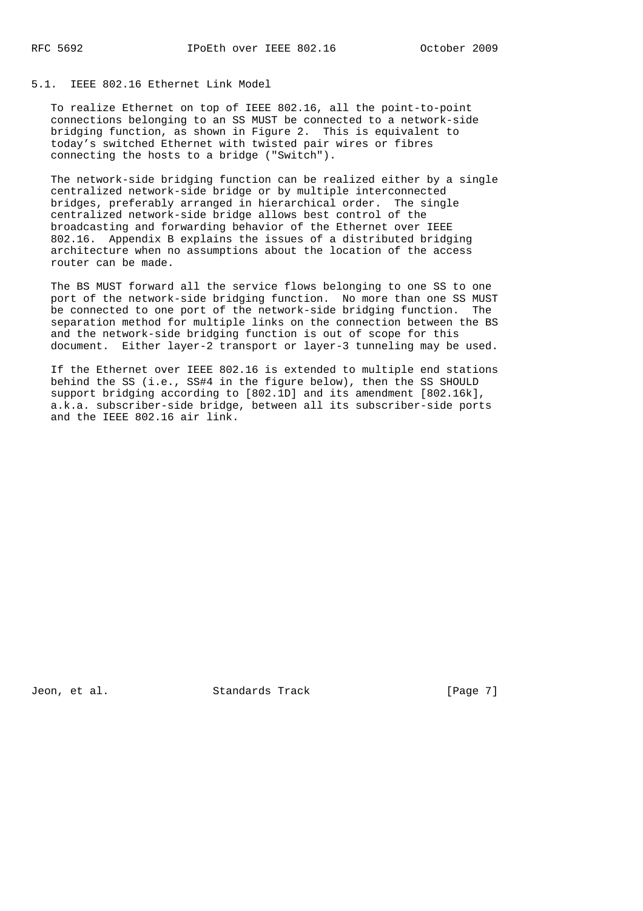## 5.1. IEEE 802.16 Ethernet Link Model

To realize Ethernet on top of IEEE 802.16, all the point-to-point connections belonging to an SS MUST be connected to a network-side bridging function, as shown in Figure 2. This is equivalent to today's switched Ethernet with twisted pair wires or fibres connecting the hosts to a bridge ("Switch").

The network-side bridging function can be realized either by a single centralized network-side bridge or by multiple interconnected bridges, preferably arranged in hierarchical order. The single centralized network-side bridge allows best control of the broadcasting and forwarding behavior of the Ethernet over IEEE 802.16. Appendix B explains the issues of a distributed bridging architecture when no assumptions about the location of the access router can be made.

The BS MUST forward all the service flows belonging to one SS to one port of the network-side bridging function. No more than one SS MUST be connected to one port of the network-side bridging function. The separation method for multiple links on the connection between the BS and the network-side bridging function is out of scope for this document. Either layer-2 transport or layer-3 tunneling may be used.

If the Ethernet over IEEE 802.16 is extended to multiple end stations behind the SS (i.e., SS#4 in the figure below), then the SS SHOULD support bridging according to [802.1D] and its amendment [802.16k], a.k.a. subscriber-side bridge, between all its subscriber-side ports and the IEEE 802.16 air link.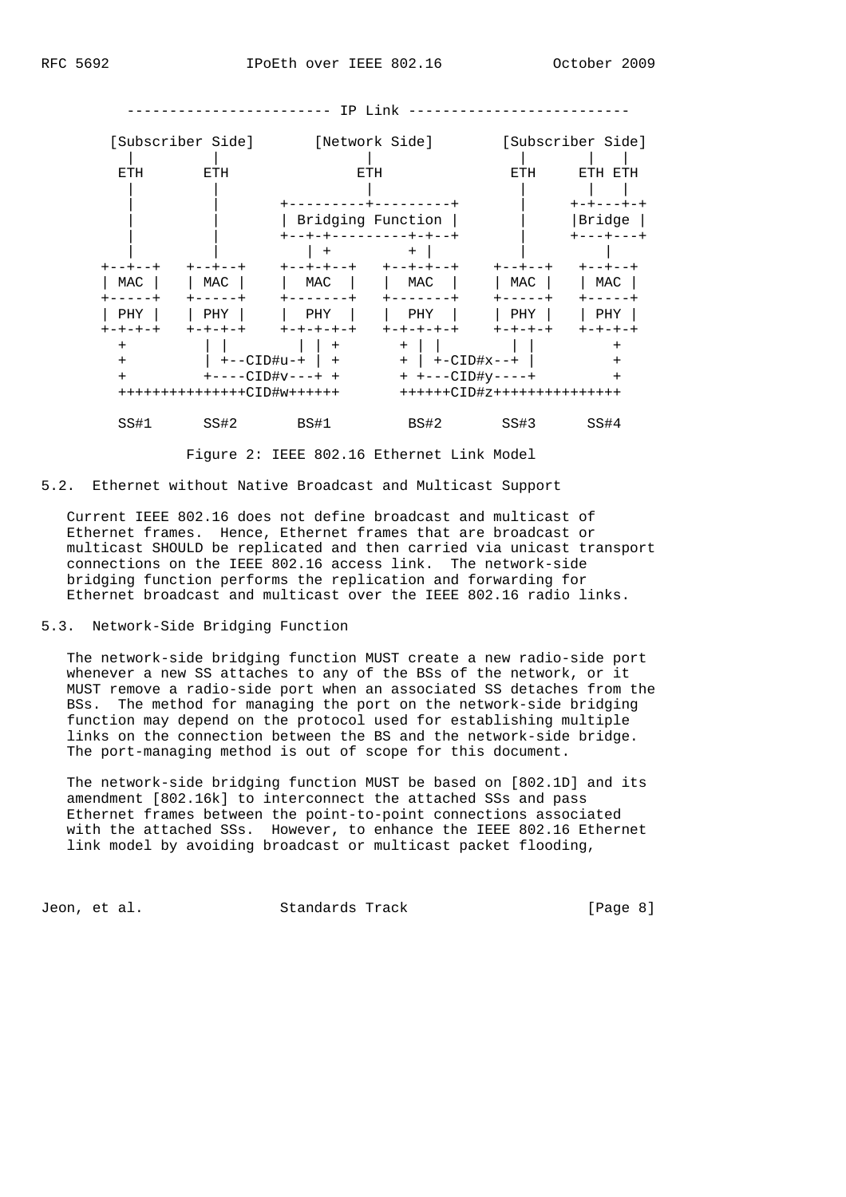```
           ------------------------ IP Link --------------------------

       [Subscriber Side]       [Network Side]        [Subscriber Side]
          |         |                |                   |       |   |
         ETH       ETH              ETH                 ETH     ETH ETH
          |         |                |                   |       |   |
          |         |       +---------+---------+        |     +-+---+-+
          |         |       | Bridging Function |        |     |Bridge |
          |         |       +--+-+---------+-+--+        |     +---+---+
          |         |          | +         + |           |         |
       +--+--+   +--+--+    +--+-+--+   +--+-+--+     +--+--+   +--+--+
       | MAC |   | MAC |    |  MAC  |   |  MAC  |     | MAC |   | MAC |
       +-----+   +-----+    +-------+   +-------+     +-----+   +-----+
       | PHY |   | PHY |    |  PHY  |   |  PHY  |     | PHY |   | PHY |
       +-+-+-+   +-+-+-+    +-+-+-+-+   +-+-+-+-+     +-+-+-+   +-+-+-+
         +         | |        | | +       + | |         | |         +
         +         | +--CID#u-+ | +       + | +-CID#x--+ |         +
         +         +----CID#v---+ +       + +---CID#y----+         +
         +++++++++++++++CID#w++++++       ++++++CID#z+++++++++++++++

        SS#1      SS#2       BS#1         BS#2        SS#3      SS#4
```

Figure 2: IEEE 802.16 Ethernet Link Model

### 5.2. Ethernet without Native Broadcast and Multicast Support

Current IEEE 802.16 does not define broadcast and multicast of Ethernet frames. Hence, Ethernet frames that are broadcast or multicast SHOULD be replicated and then carried via unicast transport connections on the IEEE 802.16 access link. The network-side bridging function performs the replication and forwarding for Ethernet broadcast and multicast over the IEEE 802.16 radio links.

### 5.3. Network-Side Bridging Function

The network-side bridging function MUST create a new radio-side port whenever a new SS attaches to any of the BSs of the network, or it MUST remove a radio-side port when an associated SS detaches from the BSs. The method for managing the port on the network-side bridging function may depend on the protocol used for establishing multiple links on the connection between the BS and the network-side bridge. The port-managing method is out of scope for this document.

The network-side bridging function MUST be based on [802.1D] and its amendment [802.16k] to interconnect the attached SSs and pass Ethernet frames between the point-to-point connections associated with the attached SSs. However, to enhance the IEEE 802.16 Ethernet link model by avoiding broadcast or multicast packet flooding,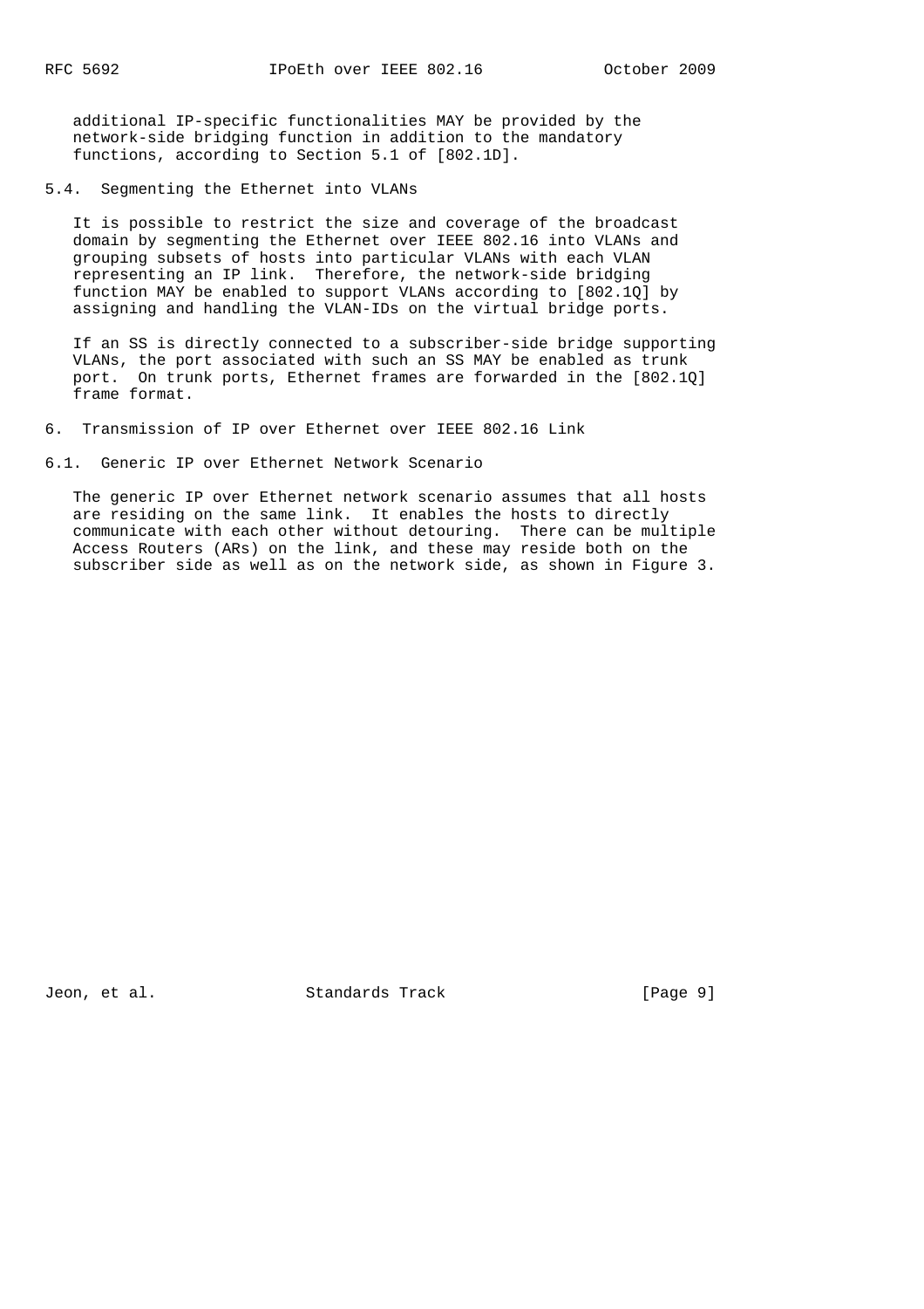additional IP-specific functionalities MAY be provided by the network-side bridging function in addition to the mandatory functions, according to Section 5.1 of [802.1D].

### 5.4. Segmenting the Ethernet into VLANs

It is possible to restrict the size and coverage of the broadcast domain by segmenting the Ethernet over IEEE 802.16 into VLANs and grouping subsets of hosts into particular VLANs with each VLAN representing an IP link. Therefore, the network-side bridging function MAY be enabled to support VLANs according to [802.1Q] by assigning and handling the VLAN-IDs on the virtual bridge ports.

If an SS is directly connected to a subscriber-side bridge supporting VLANs, the port associated with such an SS MAY be enabled as trunk port. On trunk ports, Ethernet frames are forwarded in the [802.1Q] frame format.

## 6. Transmission of IP over Ethernet over IEEE 802.16 Link

### 6.1. Generic IP over Ethernet Network Scenario

The generic IP over Ethernet network scenario assumes that all hosts are residing on the same link. It enables the hosts to directly communicate with each other without detouring. There can be multiple Access Routers (ARs) on the link, and these may reside both on the subscriber side as well as on the network side, as shown in Figure 3.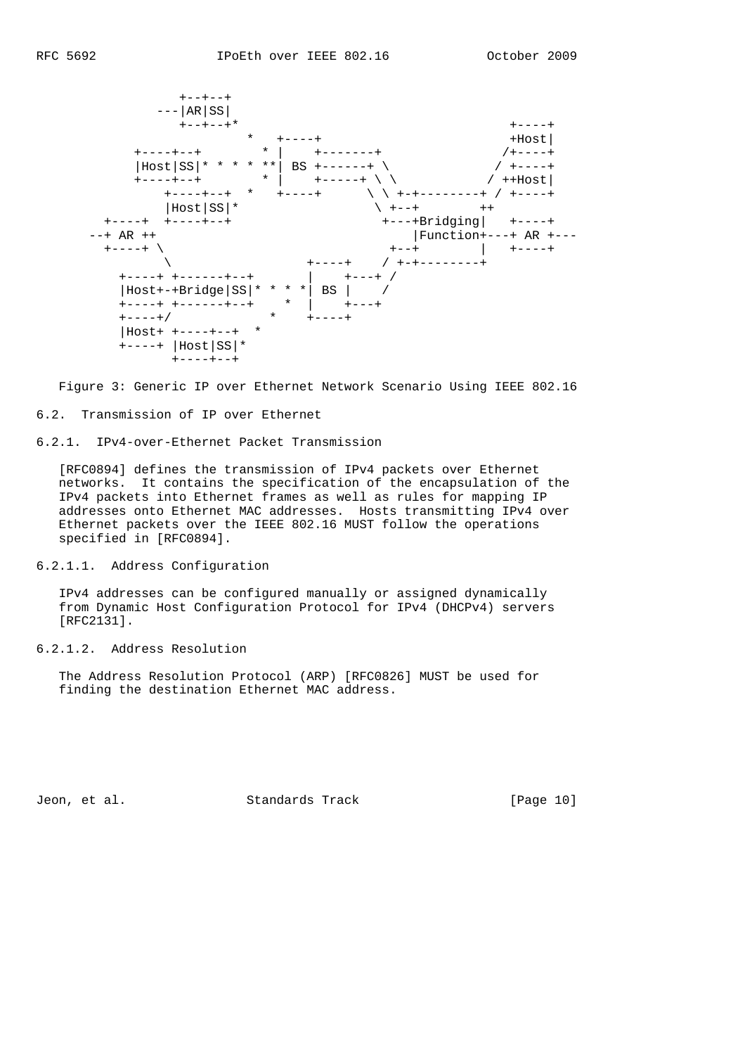```
               +--+--+
             ---|AR|SS|
               +--+--+*                                 +----+
                      *   +----+                       +Host|
          +----+--+       * |    +-------+            /+----+
          |Host|SS|* * * * **| BS +------+ \          / +----+
          +----+--+       * |    +-----+ \ \         / ++Host|
              +----+--+  *   +----+       \ \ +-+--------+ / +----+
              |Host|SS|*                   \ +--+       ++
      +----+  +----+--+                     +---+Bridging|   +----+
    --+ AR ++                                   |Function+---+ AR +---
      +----+ \                                +--+        |   +----+
              \                 +----+     / +-+--------+
        +----+ +------+--+      |    +---+ /
        |Host+-+Bridge|SS|* * * *| BS |    /
        +----+ +------+--+    *  |    +---+
        +----+/             *    +----+
        |Host+ +----+--+  *
        +----+ |Host|SS|*
               +----+--+
```

Figure 3: Generic IP over Ethernet Network Scenario Using IEEE 802.16

## 6.2. Transmission of IP over Ethernet

### 6.2.1. IPv4-over-Ethernet Packet Transmission

[RFC0894] defines the transmission of IPv4 packets over Ethernet networks. It contains the specification of the encapsulation of the IPv4 packets into Ethernet frames as well as rules for mapping IP addresses onto Ethernet MAC addresses. Hosts transmitting IPv4 over Ethernet packets over the IEEE 802.16 MUST follow the operations specified in [RFC0894].

#### 6.2.1.1. Address Configuration

IPv4 addresses can be configured manually or assigned dynamically from Dynamic Host Configuration Protocol for IPv4 (DHCPv4) servers [RFC2131].

#### 6.2.1.2. Address Resolution

The Address Resolution Protocol (ARP) [RFC0826] MUST be used for finding the destination Ethernet MAC address.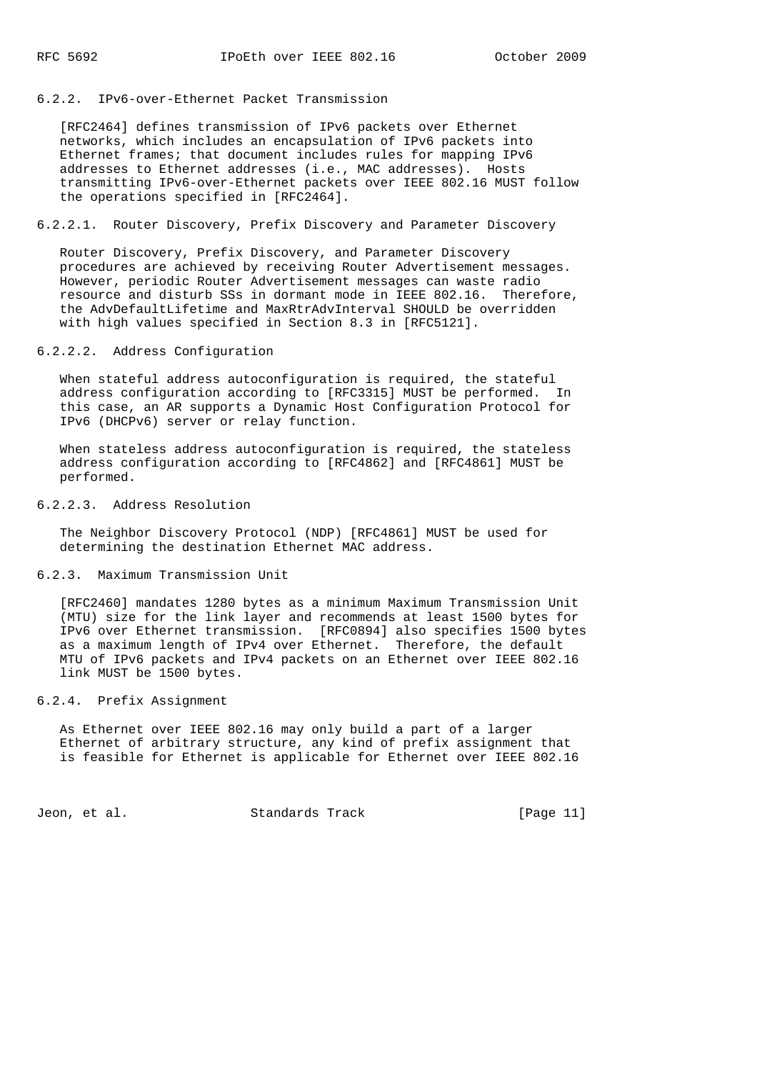### 6.2.2. IPv6-over-Ethernet Packet Transmission

[RFC2464] defines transmission of IPv6 packets over Ethernet networks, which includes an encapsulation of IPv6 packets into Ethernet frames; that document includes rules for mapping IPv6 addresses to Ethernet addresses (i.e., MAC addresses). Hosts transmitting IPv6-over-Ethernet packets over IEEE 802.16 MUST follow the operations specified in [RFC2464].

#### 6.2.2.1. Router Discovery, Prefix Discovery and Parameter Discovery

Router Discovery, Prefix Discovery, and Parameter Discovery procedures are achieved by receiving Router Advertisement messages. However, periodic Router Advertisement messages can waste radio resource and disturb SSs in dormant mode in IEEE 802.16. Therefore, the AdvDefaultLifetime and MaxRtrAdvInterval SHOULD be overridden with high values specified in Section 8.3 in [RFC5121].

#### 6.2.2.2. Address Configuration

When stateful address autoconfiguration is required, the stateful address configuration according to [RFC3315] MUST be performed. In this case, an AR supports a Dynamic Host Configuration Protocol for IPv6 (DHCPv6) server or relay function.

When stateless address autoconfiguration is required, the stateless address configuration according to [RFC4862] and [RFC4861] MUST be performed.

#### 6.2.2.3. Address Resolution

The Neighbor Discovery Protocol (NDP) [RFC4861] MUST be used for determining the destination Ethernet MAC address.

### 6.2.3. Maximum Transmission Unit

[RFC2460] mandates 1280 bytes as a minimum Maximum Transmission Unit (MTU) size for the link layer and recommends at least 1500 bytes for IPv6 over Ethernet transmission. [RFC0894] also specifies 1500 bytes as a maximum length of IPv4 over Ethernet. Therefore, the default MTU of IPv6 packets and IPv4 packets on an Ethernet over IEEE 802.16 link MUST be 1500 bytes.

### 6.2.4. Prefix Assignment

As Ethernet over IEEE 802.16 may only build a part of a larger Ethernet of arbitrary structure, any kind of prefix assignment that is feasible for Ethernet is applicable for Ethernet over IEEE 802.16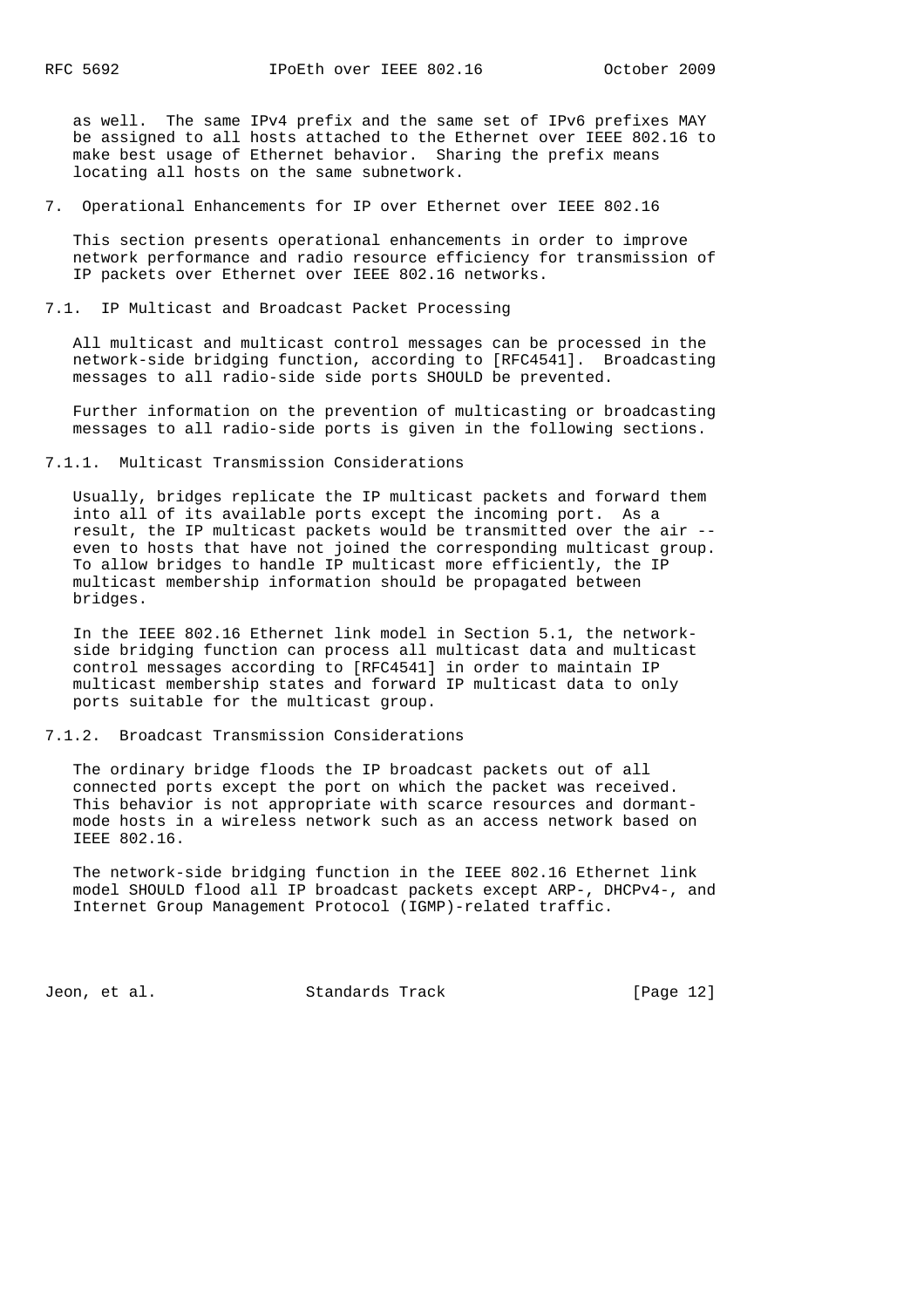as well. The same IPv4 prefix and the same set of IPv6 prefixes MAY be assigned to all hosts attached to the Ethernet over IEEE 802.16 to make best usage of Ethernet behavior. Sharing the prefix means locating all hosts on the same subnetwork.

# 7. Operational Enhancements for IP over Ethernet over IEEE 802.16

This section presents operational enhancements in order to improve network performance and radio resource efficiency for transmission of IP packets over Ethernet over IEEE 802.16 networks.

## 7.1. IP Multicast and Broadcast Packet Processing

All multicast and multicast control messages can be processed in the network-side bridging function, according to [RFC4541]. Broadcasting messages to all radio-side side ports SHOULD be prevented.

Further information on the prevention of multicasting or broadcasting messages to all radio-side ports is given in the following sections.

### 7.1.1. Multicast Transmission Considerations

Usually, bridges replicate the IP multicast packets and forward them into all of its available ports except the incoming port. As a result, the IP multicast packets would be transmitted over the air -- even to hosts that have not joined the corresponding multicast group. To allow bridges to handle IP multicast more efficiently, the IP multicast membership information should be propagated between bridges.

In the IEEE 802.16 Ethernet link model in Section 5.1, the network-side bridging function can process all multicast data and multicast control messages according to [RFC4541] in order to maintain IP multicast membership states and forward IP multicast data to only ports suitable for the multicast group.

### 7.1.2. Broadcast Transmission Considerations

The ordinary bridge floods the IP broadcast packets out of all connected ports except the port on which the packet was received. This behavior is not appropriate with scarce resources and dormant-mode hosts in a wireless network such as an access network based on IEEE 802.16.

The network-side bridging function in the IEEE 802.16 Ethernet link model SHOULD flood all IP broadcast packets except ARP-, DHCPv4-, and Internet Group Management Protocol (IGMP)-related traffic.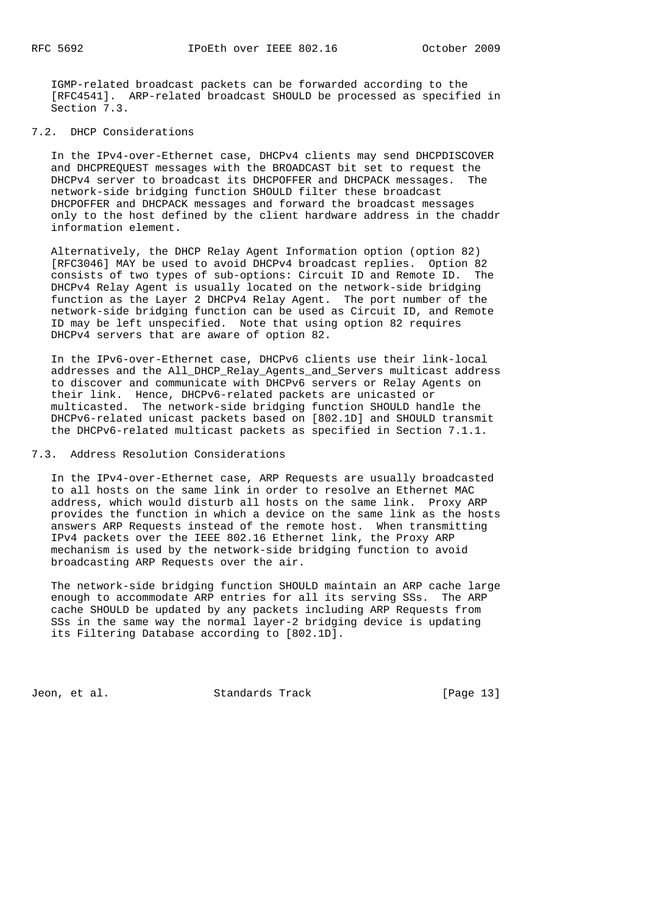IGMP-related broadcast packets can be forwarded according to the [RFC4541]. ARP-related broadcast SHOULD be processed as specified in Section 7.3.

## 7.2. DHCP Considerations

In the IPv4-over-Ethernet case, DHCPv4 clients may send DHCPDISCOVER and DHCPREQUEST messages with the BROADCAST bit set to request the DHCPv4 server to broadcast its DHCPOFFER and DHCPACK messages. The network-side bridging function SHOULD filter these broadcast DHCPOFFER and DHCPACK messages and forward the broadcast messages only to the host defined by the client hardware address in the chaddr information element.

Alternatively, the DHCP Relay Agent Information option (option 82) [RFC3046] MAY be used to avoid DHCPv4 broadcast replies. Option 82 consists of two types of sub-options: Circuit ID and Remote ID. The DHCPv4 Relay Agent is usually located on the network-side bridging function as the Layer 2 DHCPv4 Relay Agent. The port number of the network-side bridging function can be used as Circuit ID, and Remote ID may be left unspecified. Note that using option 82 requires DHCPv4 servers that are aware of option 82.

In the IPv6-over-Ethernet case, DHCPv6 clients use their link-local addresses and the All_DHCP_Relay_Agents_and_Servers multicast address to discover and communicate with DHCPv6 servers or Relay Agents on their link. Hence, DHCPv6-related packets are unicasted or multicasted. The network-side bridging function SHOULD handle the DHCPv6-related unicast packets based on [802.1D] and SHOULD transmit the DHCPv6-related multicast packets as specified in Section 7.1.1.

## 7.3. Address Resolution Considerations

In the IPv4-over-Ethernet case, ARP Requests are usually broadcasted to all hosts on the same link in order to resolve an Ethernet MAC address, which would disturb all hosts on the same link. Proxy ARP provides the function in which a device on the same link as the hosts answers ARP Requests instead of the remote host. When transmitting IPv4 packets over the IEEE 802.16 Ethernet link, the Proxy ARP mechanism is used by the network-side bridging function to avoid broadcasting ARP Requests over the air.

The network-side bridging function SHOULD maintain an ARP cache large enough to accommodate ARP entries for all its serving SSs. The ARP cache SHOULD be updated by any packets including ARP Requests from SSs in the same way the normal layer-2 bridging device is updating its Filtering Database according to [802.1D].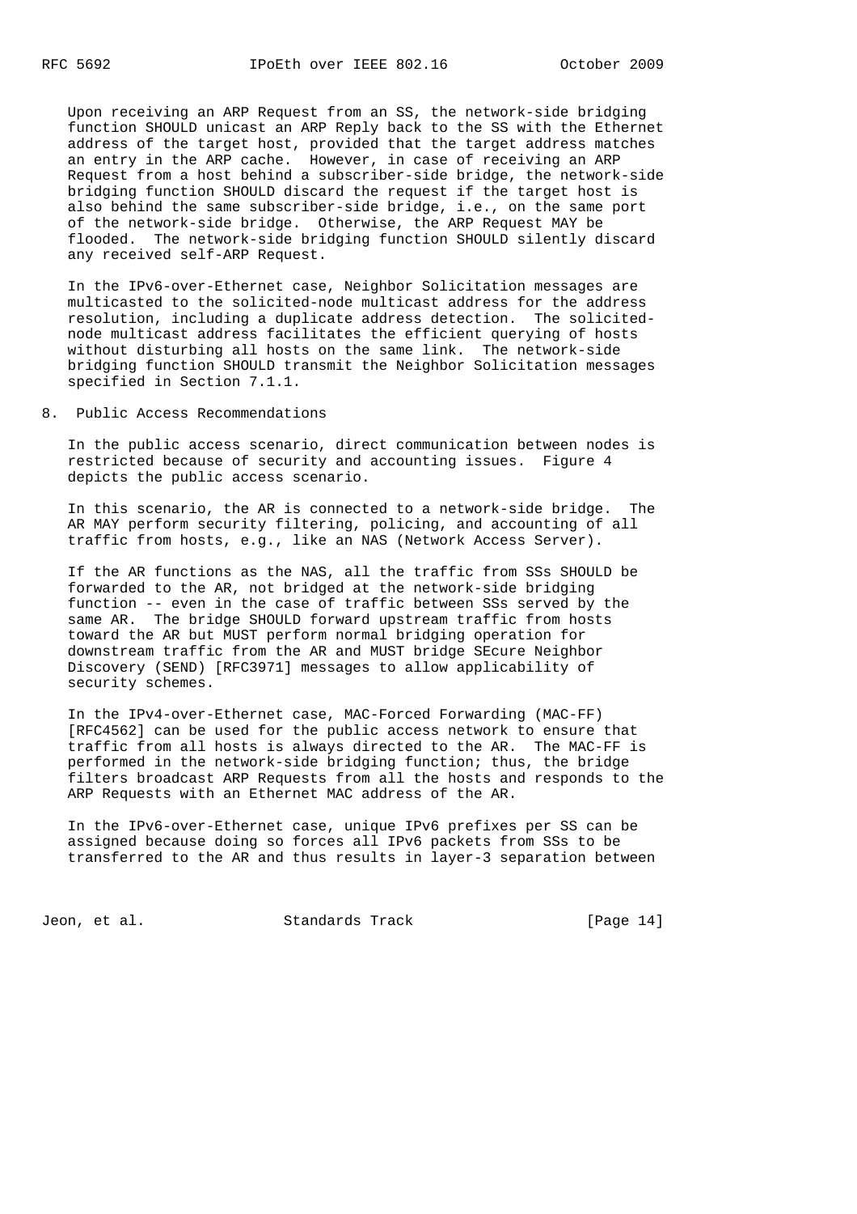Upon receiving an ARP Request from an SS, the network-side bridging function SHOULD unicast an ARP Reply back to the SS with the Ethernet address of the target host, provided that the target address matches an entry in the ARP cache. However, in case of receiving an ARP Request from a host behind a subscriber-side bridge, the network-side bridging function SHOULD discard the request if the target host is also behind the same subscriber-side bridge, i.e., on the same port of the network-side bridge. Otherwise, the ARP Request MAY be flooded. The network-side bridging function SHOULD silently discard any received self-ARP Request.

In the IPv6-over-Ethernet case, Neighbor Solicitation messages are multicasted to the solicited-node multicast address for the address resolution, including a duplicate address detection. The solicited-node multicast address facilitates the efficient querying of hosts without disturbing all hosts on the same link. The network-side bridging function SHOULD transmit the Neighbor Solicitation messages specified in Section 7.1.1.

## 8. Public Access Recommendations

In the public access scenario, direct communication between nodes is restricted because of security and accounting issues. Figure 4 depicts the public access scenario.

In this scenario, the AR is connected to a network-side bridge. The AR MAY perform security filtering, policing, and accounting of all traffic from hosts, e.g., like an NAS (Network Access Server).

If the AR functions as the NAS, all the traffic from SSs SHOULD be forwarded to the AR, not bridged at the network-side bridging function -- even in the case of traffic between SSs served by the same AR. The bridge SHOULD forward upstream traffic from hosts toward the AR but MUST perform normal bridging operation for downstream traffic from the AR and MUST bridge SEcure Neighbor Discovery (SEND) [RFC3971] messages to allow applicability of security schemes.

In the IPv4-over-Ethernet case, MAC-Forced Forwarding (MAC-FF) [RFC4562] can be used for the public access network to ensure that traffic from all hosts is always directed to the AR. The MAC-FF is performed in the network-side bridging function; thus, the bridge filters broadcast ARP Requests from all the hosts and responds to the ARP Requests with an Ethernet MAC address of the AR.

In the IPv6-over-Ethernet case, unique IPv6 prefixes per SS can be assigned because doing so forces all IPv6 packets from SSs to be transferred to the AR and thus results in layer-3 separation between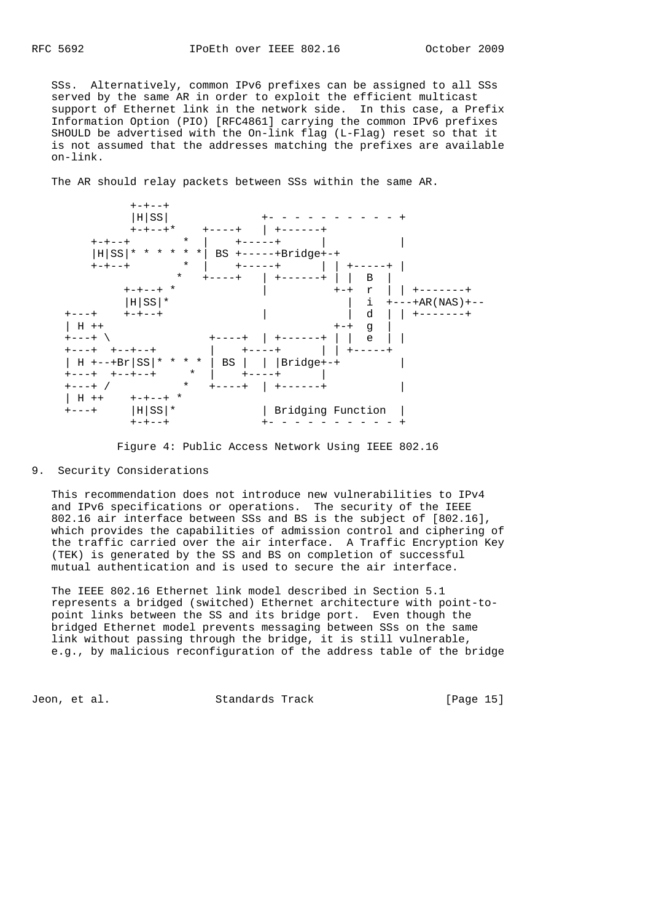SSs. Alternatively, common IPv6 prefixes can be assigned to all SSs served by the same AR in order to exploit the efficient multicast support of Ethernet link in the network side. In this case, a Prefix Information Option (PIO) [RFC4861] carrying the common IPv6 prefixes SHOULD be advertised with the On-link flag (L-Flag) reset so that it is not assumed that the addresses matching the prefixes are available on-link.

The AR should relay packets between SSs within the same AR.

```
             +-+--+
             |H|SS|               +- - - - - - - - - - - +
             +-+--+*    +----+   | +------+
      +-+--+        *  |    +-----+      |           |
      |H|SS|* * * * *| BS +------+Bridge+-+
      +-+--+        *  |    +-----+      | | +-----+ |
                   *   +----+   | +------+ | |  B  |
           +-+--+ *               |          +-+  r  | | +-------+
           |H|SS|*                            |  i  +---+AR(NAS)+--
  +---+    +-+--+                 |           |  d  | | +-------+
  | H ++                                     +-+  g  |
  +---+ \                 +----+  | +------+ | |  e  | |
  +---+  +--+--+         |    +-----+      | | +-----+
  | H +--+Br|SS|* * * *  | BS |  | |Bridge+-+         |
  +---+  +--+--+     *   |    +-----+      |
  +---+ /           *    +----+  | +------+           |
  | H ++    +-+--+ *
  +---+     |H|SS|*               | Bridging Function  |
            +-+--+                +- - - - - - - - - - - +
```

Figure 4: Public Access Network Using IEEE 802.16

## 9. Security Considerations

This recommendation does not introduce new vulnerabilities to IPv4 and IPv6 specifications or operations. The security of the IEEE 802.16 air interface between SSs and BS is the subject of [802.16], which provides the capabilities of admission control and ciphering of the traffic carried over the air interface. A Traffic Encryption Key (TEK) is generated by the SS and BS on completion of successful mutual authentication and is used to secure the air interface.

The IEEE 802.16 Ethernet link model described in Section 5.1 represents a bridged (switched) Ethernet architecture with point-to-point links between the SS and its bridge port. Even though the bridged Ethernet model prevents messaging between SSs on the same link without passing through the bridge, it is still vulnerable, e.g., by malicious reconfiguration of the address table of the bridge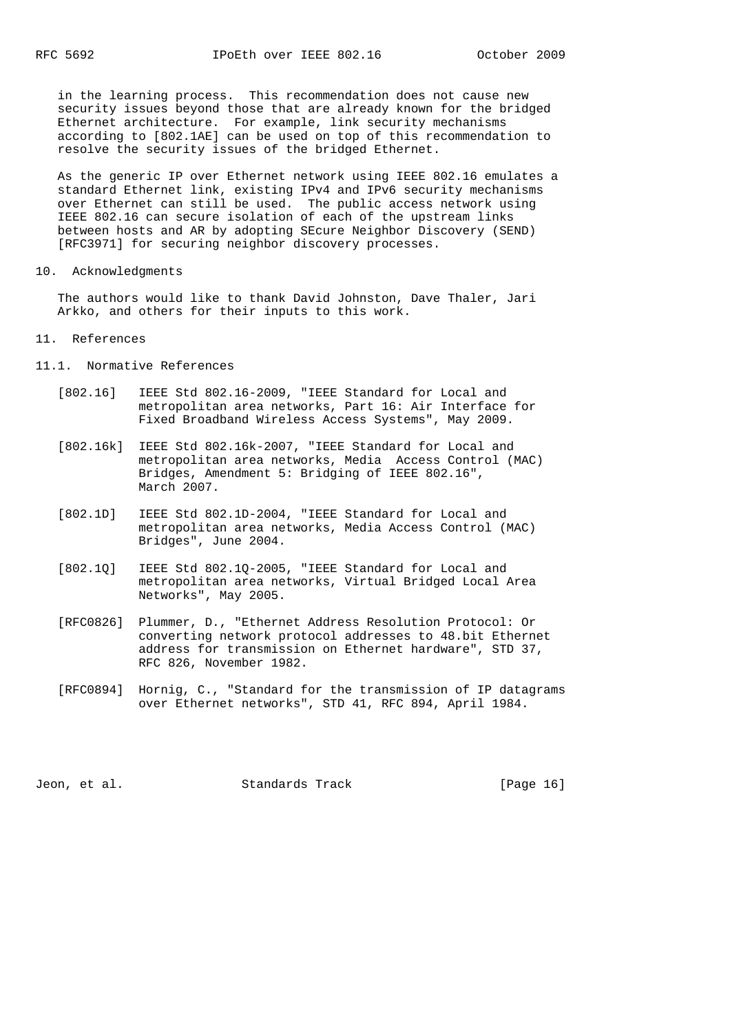in the learning process. This recommendation does not cause new security issues beyond those that are already known for the bridged Ethernet architecture. For example, link security mechanisms according to [802.1AE] can be used on top of this recommendation to resolve the security issues of the bridged Ethernet.

As the generic IP over Ethernet network using IEEE 802.16 emulates a standard Ethernet link, existing IPv4 and IPv6 security mechanisms over Ethernet can still be used. The public access network using IEEE 802.16 can secure isolation of each of the upstream links between hosts and AR by adopting SEcure Neighbor Discovery (SEND) [RFC3971] for securing neighbor discovery processes.

## 10. Acknowledgments

The authors would like to thank David Johnston, Dave Thaler, Jari Arkko, and others for their inputs to this work.

## 11. References

### 11.1. Normative References

[802.16] IEEE Std 802.16-2009, "IEEE Standard for Local and metropolitan area networks, Part 16: Air Interface for Fixed Broadband Wireless Access Systems", May 2009.

[802.16k] IEEE Std 802.16k-2007, "IEEE Standard for Local and metropolitan area networks, Media Access Control (MAC) Bridges, Amendment 5: Bridging of IEEE 802.16", March 2007.

[802.1D] IEEE Std 802.1D-2004, "IEEE Standard for Local and metropolitan area networks, Media Access Control (MAC) Bridges", June 2004.

[802.1Q] IEEE Std 802.1Q-2005, "IEEE Standard for Local and metropolitan area networks, Virtual Bridged Local Area Networks", May 2005.

[RFC0826] Plummer, D., "Ethernet Address Resolution Protocol: Or converting network protocol addresses to 48.bit Ethernet address for transmission on Ethernet hardware", STD 37, RFC 826, November 1982.

[RFC0894] Hornig, C., "Standard for the transmission of IP datagrams over Ethernet networks", STD 41, RFC 894, April 1984.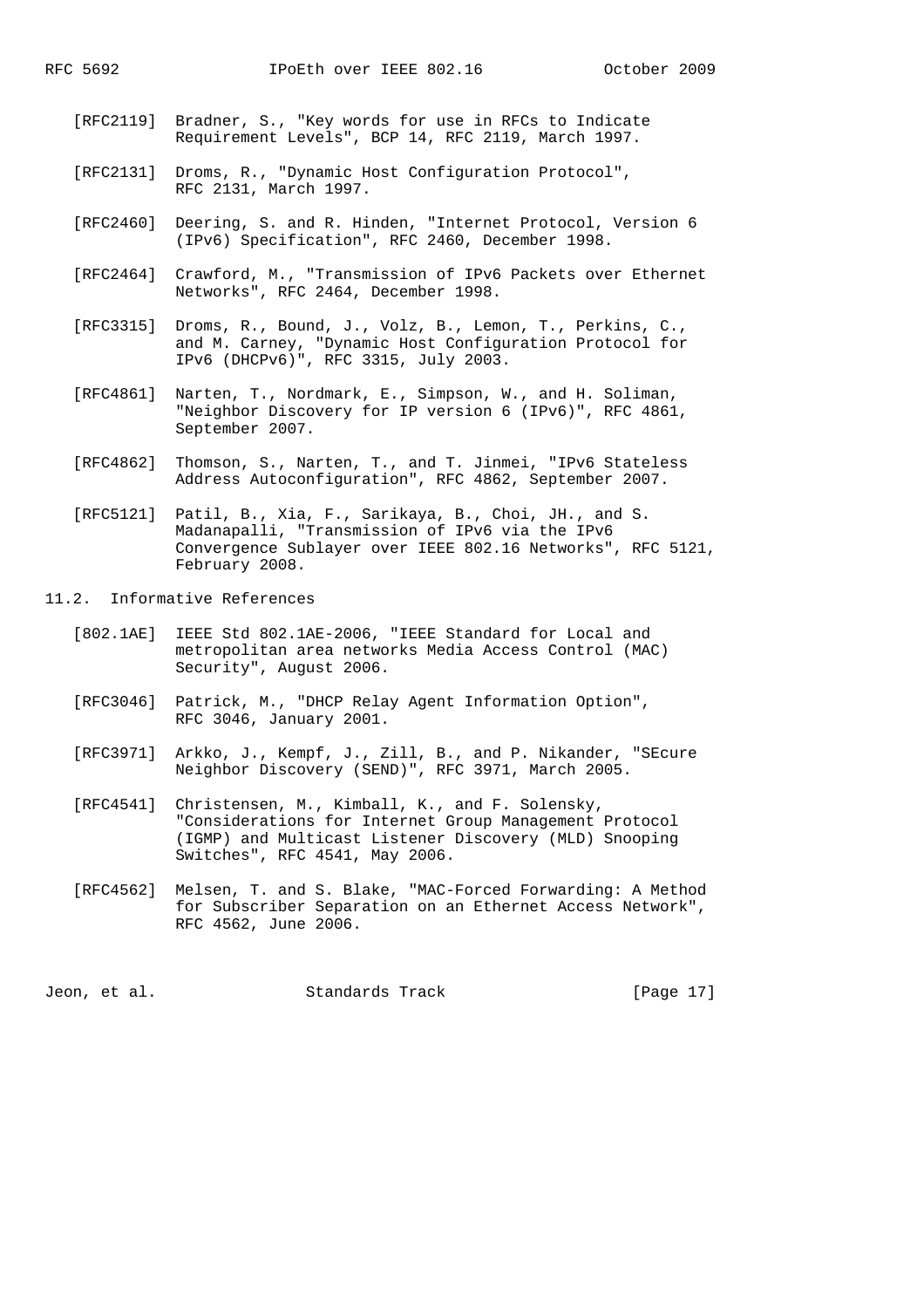[RFC2119] Bradner, S., "Key words for use in RFCs to Indicate Requirement Levels", BCP 14, RFC 2119, March 1997.

[RFC2131] Droms, R., "Dynamic Host Configuration Protocol", RFC 2131, March 1997.

[RFC2460] Deering, S. and R. Hinden, "Internet Protocol, Version 6 (IPv6) Specification", RFC 2460, December 1998.

[RFC2464] Crawford, M., "Transmission of IPv6 Packets over Ethernet Networks", RFC 2464, December 1998.

[RFC3315] Droms, R., Bound, J., Volz, B., Lemon, T., Perkins, C., and M. Carney, "Dynamic Host Configuration Protocol for IPv6 (DHCPv6)", RFC 3315, July 2003.

[RFC4861] Narten, T., Nordmark, E., Simpson, W., and H. Soliman, "Neighbor Discovery for IP version 6 (IPv6)", RFC 4861, September 2007.

[RFC4862] Thomson, S., Narten, T., and T. Jinmei, "IPv6 Stateless Address Autoconfiguration", RFC 4862, September 2007.

[RFC5121] Patil, B., Xia, F., Sarikaya, B., Choi, JH., and S. Madanapalli, "Transmission of IPv6 via the IPv6 Convergence Sublayer over IEEE 802.16 Networks", RFC 5121, February 2008.

## 11.2. Informative References

[802.1AE] IEEE Std 802.1AE-2006, "IEEE Standard for Local and metropolitan area networks Media Access Control (MAC) Security", August 2006.

[RFC3046] Patrick, M., "DHCP Relay Agent Information Option", RFC 3046, January 2001.

[RFC3971] Arkko, J., Kempf, J., Zill, B., and P. Nikander, "SEcure Neighbor Discovery (SEND)", RFC 3971, March 2005.

[RFC4541] Christensen, M., Kimball, K., and F. Solensky, "Considerations for Internet Group Management Protocol (IGMP) and Multicast Listener Discovery (MLD) Snooping Switches", RFC 4541, May 2006.

[RFC4562] Melsen, T. and S. Blake, "MAC-Forced Forwarding: A Method for Subscriber Separation on an Ethernet Access Network", RFC 4562, June 2006.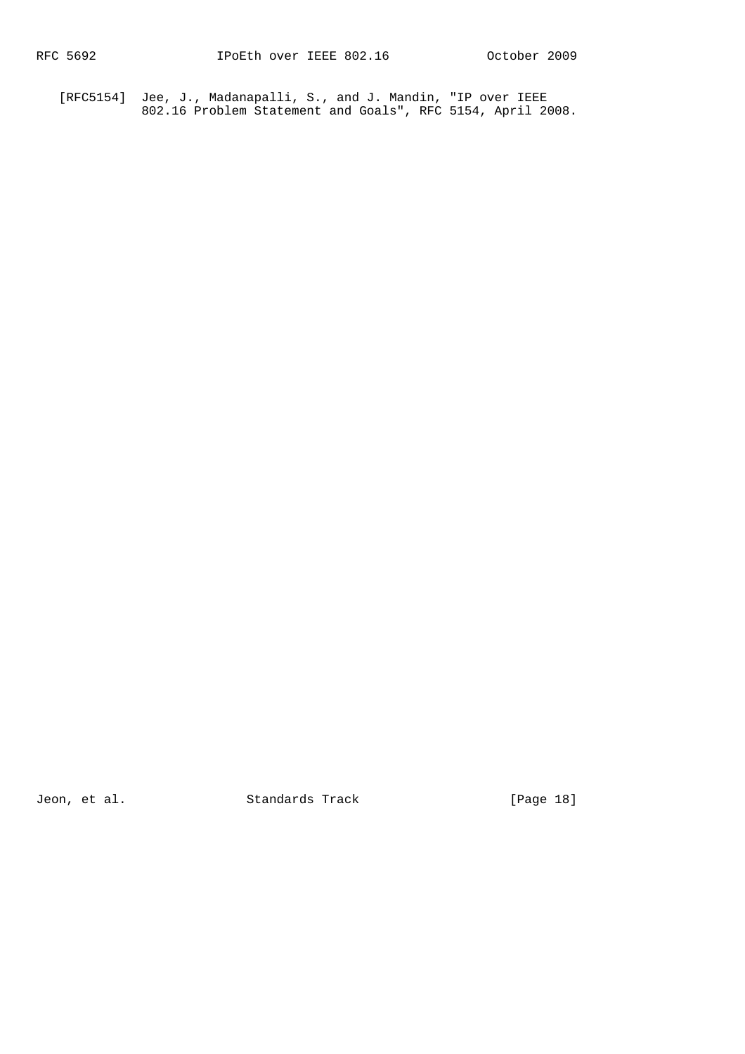[RFC5154] Jee, J., Madanapalli, S., and J. Mandin, "IP over IEEE 802.16 Problem Statement and Goals", RFC 5154, April 2008.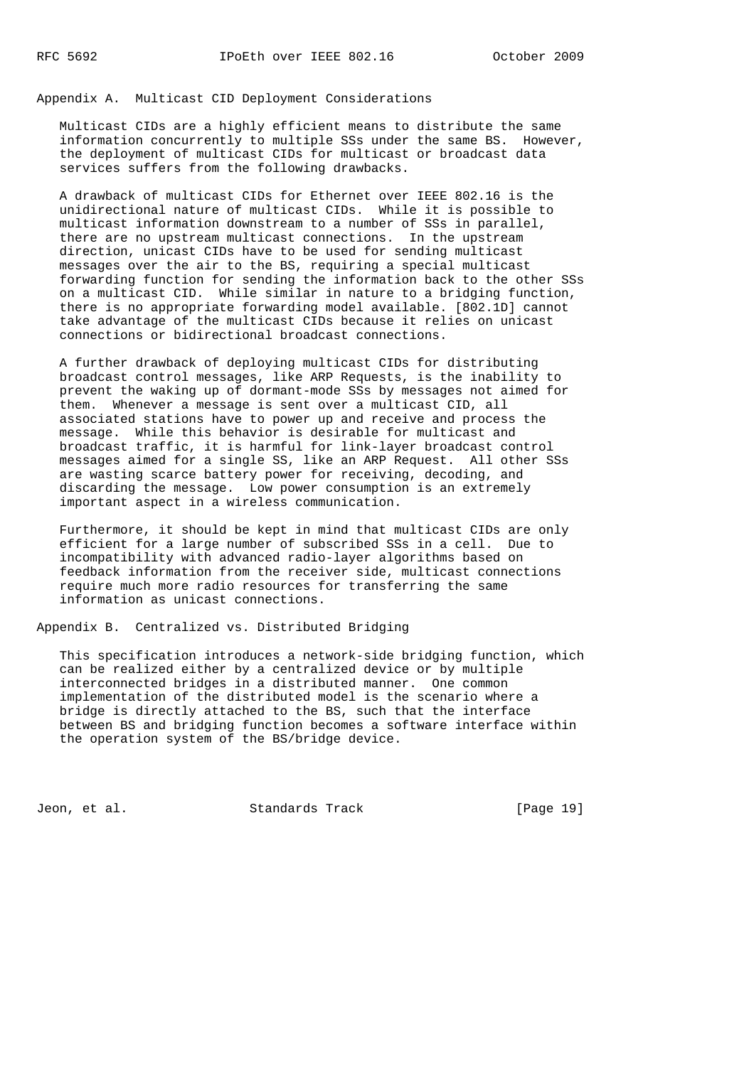## Appendix A. Multicast CID Deployment Considerations

Multicast CIDs are a highly efficient means to distribute the same information concurrently to multiple SSs under the same BS. However, the deployment of multicast CIDs for multicast or broadcast data services suffers from the following drawbacks.

A drawback of multicast CIDs for Ethernet over IEEE 802.16 is the unidirectional nature of multicast CIDs. While it is possible to multicast information downstream to a number of SSs in parallel, there are no upstream multicast connections. In the upstream direction, unicast CIDs have to be used for sending multicast messages over the air to the BS, requiring a special multicast forwarding function for sending the information back to the other SSs on a multicast CID. While similar in nature to a bridging function, there is no appropriate forwarding model available. [802.1D] cannot take advantage of the multicast CIDs because it relies on unicast connections or bidirectional broadcast connections.

A further drawback of deploying multicast CIDs for distributing broadcast control messages, like ARP Requests, is the inability to prevent the waking up of dormant-mode SSs by messages not aimed for them. Whenever a message is sent over a multicast CID, all associated stations have to power up and receive and process the message. While this behavior is desirable for multicast and broadcast traffic, it is harmful for link-layer broadcast control messages aimed for a single SS, like an ARP Request. All other SSs are wasting scarce battery power for receiving, decoding, and discarding the message. Low power consumption is an extremely important aspect in a wireless communication.

Furthermore, it should be kept in mind that multicast CIDs are only efficient for a large number of subscribed SSs in a cell. Due to incompatibility with advanced radio-layer algorithms based on feedback information from the receiver side, multicast connections require much more radio resources for transferring the same information as unicast connections.

## Appendix B. Centralized vs. Distributed Bridging

This specification introduces a network-side bridging function, which can be realized either by a centralized device or by multiple interconnected bridges in a distributed manner. One common implementation of the distributed model is the scenario where a bridge is directly attached to the BS, such that the interface between BS and bridging function becomes a software interface within the operation system of the BS/bridge device.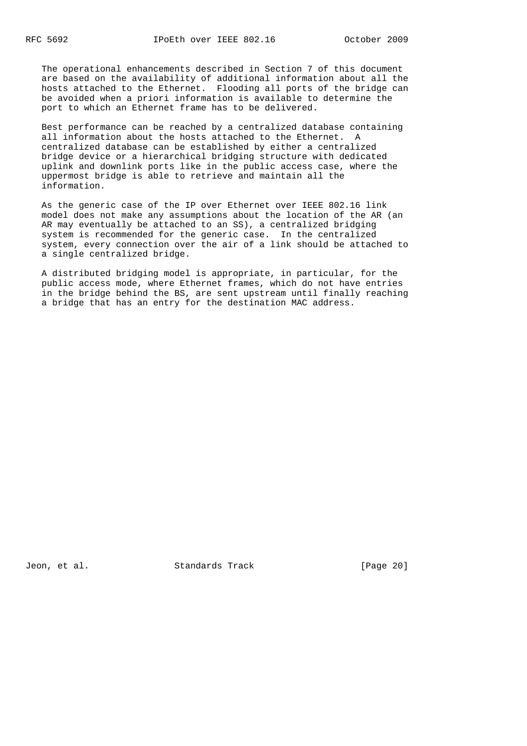The operational enhancements described in Section 7 of this document are based on the availability of additional information about all the hosts attached to the Ethernet. Flooding all ports of the bridge can be avoided when a priori information is available to determine the port to which an Ethernet frame has to be delivered.

Best performance can be reached by a centralized database containing all information about the hosts attached to the Ethernet. A centralized database can be established by either a centralized bridge device or a hierarchical bridging structure with dedicated uplink and downlink ports like in the public access case, where the uppermost bridge is able to retrieve and maintain all the information.

As the generic case of the IP over Ethernet over IEEE 802.16 link model does not make any assumptions about the location of the AR (an AR may eventually be attached to an SS), a centralized bridging system is recommended for the generic case. In the centralized system, every connection over the air of a link should be attached to a single centralized bridge.

A distributed bridging model is appropriate, in particular, for the public access mode, where Ethernet frames, which do not have entries in the bridge behind the BS, are sent upstream until finally reaching a bridge that has an entry for the destination MAC address.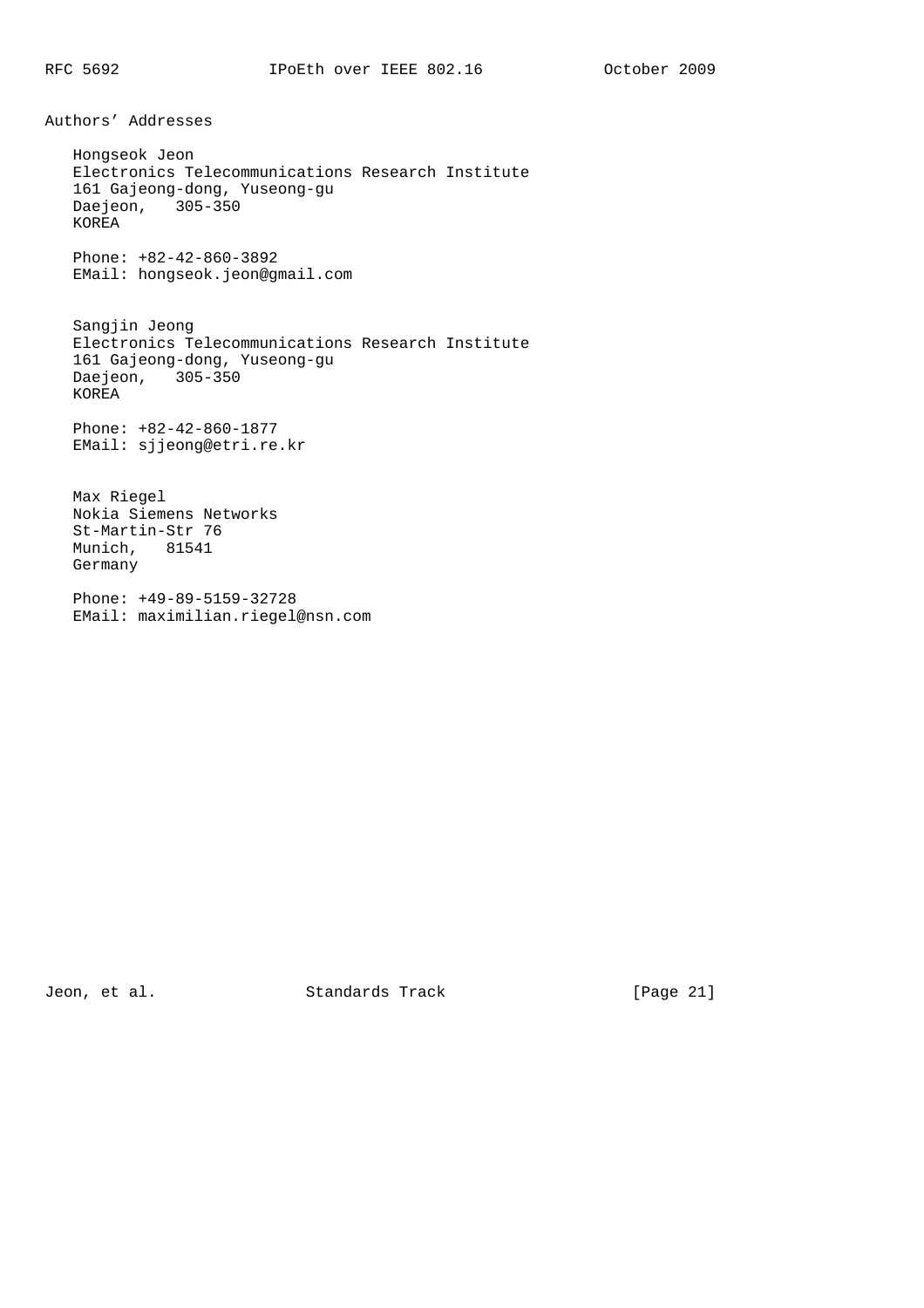## Authors' Addresses

Hongseok Jeon
Electronics Telecommunications Research Institute
161 Gajeong-dong, Yuseong-gu
Daejeon,   305-350
KOREA

Phone: +82-42-860-3892
EMail: hongseok.jeon@gmail.com

Sangjin Jeong
Electronics Telecommunications Research Institute
161 Gajeong-dong, Yuseong-gu
Daejeon,   305-350
KOREA

Phone: +82-42-860-1877
EMail: sjjeong@etri.re.kr

Max Riegel
Nokia Siemens Networks
St-Martin-Str 76
Munich,   81541
Germany

Phone: +49-89-5159-32728
EMail: maximilian.riegel@nsn.com